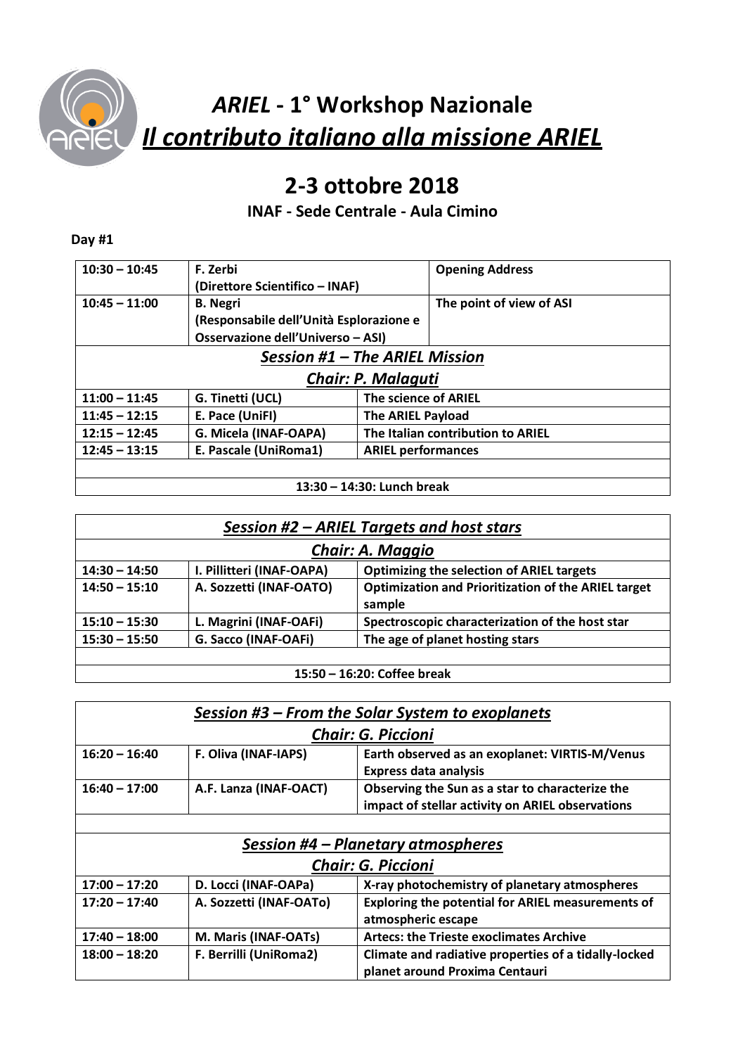# *ARIEL* - 1° Workshop Nazionale

## *Il contributo italiano alla missione ARIEL*

## 2-3 ottobre 2018

**INAF - Sede Centrale - Aula Cimino**

**Day #1**

| | | |
|---|---|---|
| **10:30 – 10:45** | **F. Zerbi (Direttore Scientifico – INAF)** | **Opening Address** |
| **10:45 – 11:00** | **B. Negri (Responsabile dell'Unità Esplorazione e Osservazione dell'Universo – ASI)** | **The point of view of ASI** |
| | ***Session #1 – The ARIEL Mission*** | |
| | ***Chair: P. Malaguti*** | |
| **11:00 – 11:45** | **G. Tinetti (UCL)** | **The science of ARIEL** |
| **11:45 – 12:15** | **E. Pace (UniFI)** | **The ARIEL Payload** |
| **12:15 – 12:45** | **G. Micela (INAF-OAPA)** | **The Italian contribution to ARIEL** |
| **12:45 – 13:15** | **E. Pascale (UniRoma1)** | **ARIEL performances** |
| | | |
| | **13:30 – 14:30: Lunch break** | |

| | | |
|---|---|---|
| | ***Session #2 – ARIEL Targets and host stars*** | |
| | ***Chair: A. Maggio*** | |
| **14:30 – 14:50** | **I. Pillitteri (INAF-OAPA)** | **Optimizing the selection of ARIEL targets** |
| **14:50 – 15:10** | **A. Sozzetti (INAF-OATO)** | **Optimization and Prioritization of the ARIEL target sample** |
| **15:10 – 15:30** | **L. Magrini (INAF-OAFi)** | **Spectroscopic characterization of the host star** |
| **15:30 – 15:50** | **G. Sacco (INAF-OAFi)** | **The age of planet hosting stars** |
| | | |
| | **15:50 – 16:20: Coffee break** | |

| | | |
|---|---|---|
| | ***Session #3 – From the Solar System to exoplanets*** | |
| | ***Chair: G. Piccioni*** | |
| **16:20 – 16:40** | **F. Oliva (INAF-IAPS)** | **Earth observed as an exoplanet: VIRTIS-M/Venus Express data analysis** |
| **16:40 – 17:00** | **A.F. Lanza (INAF-OACT)** | **Observing the Sun as a star to characterize the impact of stellar activity on ARIEL observations** |
| | | |
| | ***Session #4 – Planetary atmospheres*** | |
| | ***Chair: G. Piccioni*** | |
| **17:00 – 17:20** | **D. Locci (INAF-OAPa)** | **X-ray photochemistry of planetary atmospheres** |
| **17:20 – 17:40** | **A. Sozzetti (INAF-OATo)** | **Exploring the potential for ARIEL measurements of atmospheric escape** |
| **17:40 – 18:00** | **M. Maris (INAF-OATs)** | **Artecs: the Trieste exoclimates Archive** |
| **18:00 – 18:20** | **F. Berrilli (UniRoma2)** | **Climate and radiative properties of a tidally-locked planet around Proxima Centauri** |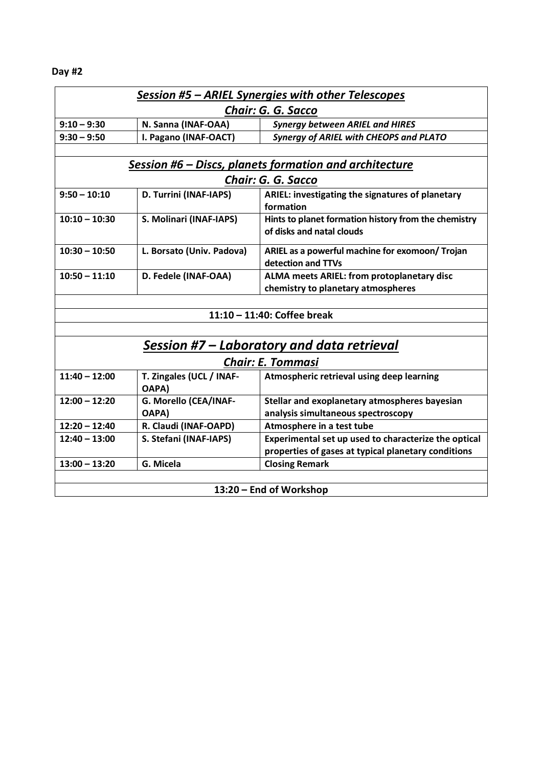**Day #2**

| | | |
|---|---|---|
| ***Session #5 – ARIEL Synergies with other Telescopes*** | | |
| ***Chair: G. G. Sacco*** | | |
| **9:10 – 9:30** | **N. Sanna (INAF-OAA)** | ***Synergy between ARIEL and HIRES*** |
| **9:30 – 9:50** | **I. Pagano (INAF-OACT)** | ***Synergy of ARIEL with CHEOPS and PLATO*** |
| | | |
| ***Session #6 – Discs, planets formation and architecture*** | | |
| ***Chair: G. G. Sacco*** | | |
| **9:50 – 10:10** | **D. Turrini (INAF-IAPS)** | **ARIEL: investigating the signatures of planetary formation** |
| **10:10 – 10:30** | **S. Molinari (INAF-IAPS)** | **Hints to planet formation history from the chemistry of disks and natal clouds** |
| **10:30 – 10:50** | **L. Borsato (Univ. Padova)** | **ARIEL as a powerful machine for exomoon/ Trojan detection and TTVs** |
| **10:50 – 11:10** | **D. Fedele (INAF-OAA)** | **ALMA meets ARIEL: from protoplanetary disc chemistry to planetary atmospheres** |
| | | |
| **11:10 – 11:40: Coffee break** | | |
| | | |
| ***Session #7 – Laboratory and data retrieval*** | | |
| ***Chair: E. Tommasi*** | | |
| **11:40 – 12:00** | **T. Zingales (UCL / INAF-OAPA)** | **Atmospheric retrieval using deep learning** |
| **12:00 – 12:20** | **G. Morello (CEA/INAF-OAPA)** | **Stellar and exoplanetary atmospheres bayesian analysis simultaneous spectroscopy** |
| **12:20 – 12:40** | **R. Claudi (INAF-OAPD)** | **Atmosphere in a test tube** |
| **12:40 – 13:00** | **S. Stefani (INAF-IAPS)** | **Experimental set up used to characterize the optical properties of gases at typical planetary conditions** |
| **13:00 – 13:20** | **G. Micela** | **Closing Remark** |
| | | |
| **13:20 – End of Workshop** | | |